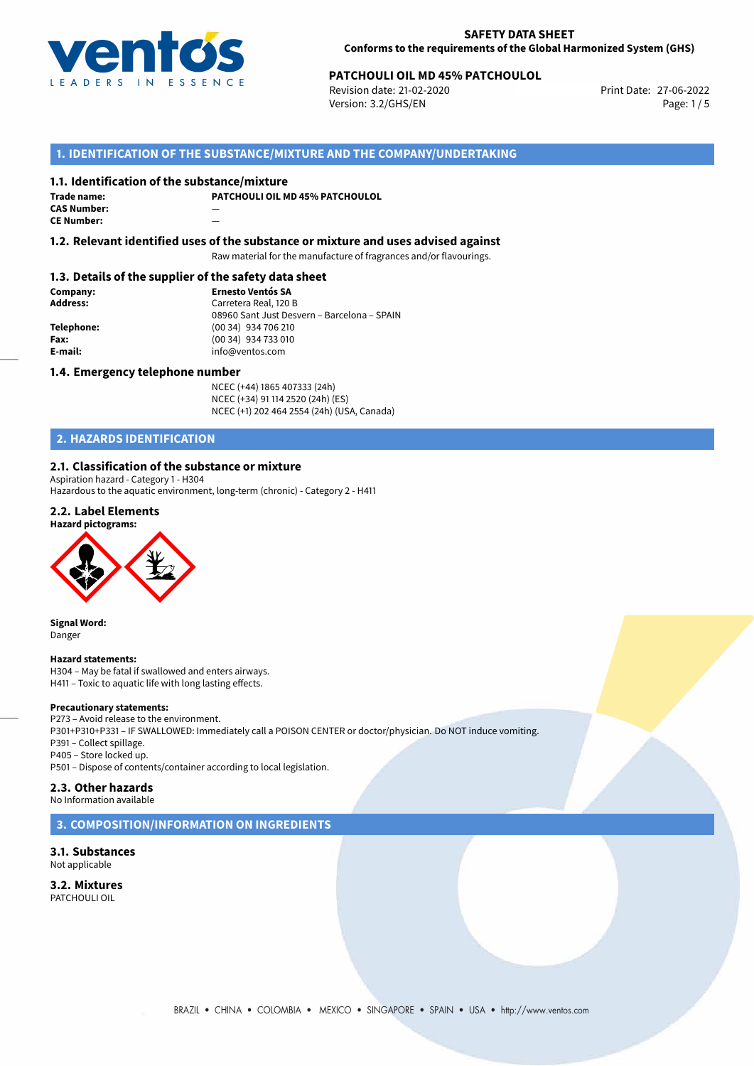**SAFETY DATA SHEET**
**Conforms to the requirements of the Global Harmonized System (GHS)**

**PATCHOULI OIL MD 45% PATCHOULOL**
Revision date: 21-02-2020
Version: 3.2/GHS/EN
Print Date: 27-06-2022

## 1. IDENTIFICATION OF THE SUBSTANCE/MIXTURE AND THE COMPANY/UNDERTAKING

### 1.1. Identification of the substance/mixture

**Trade name:** **PATCHOULI OIL MD 45% PATCHOULOL**
**CAS Number:** —
**CE Number:** —

### 1.2. Relevant identified uses of the substance or mixture and uses advised against

Raw material for the manufacture of fragrances and/or flavourings.

### 1.3. Details of the supplier of the safety data sheet

**Company:** **Ernesto Ventós SA**
**Address:** Carretera Real, 120 B
08960 Sant Just Desvern – Barcelona – SPAIN
**Telephone:** (00 34) 934 706 210
**Fax:** (00 34) 934 733 010
**E-mail:** info@ventos.com

### 1.4. Emergency telephone number

NCEC (+44) 1865 407333 (24h)
NCEC (+34) 91 114 2520 (24h) (ES)
NCEC (+1) 202 464 2554 (24h) (USA, Canada)

## 2. HAZARDS IDENTIFICATION

### 2.1. Classification of the substance or mixture

Aspiration hazard - Category 1 - H304
Hazardous to the aquatic environment, long-term (chronic) - Category 2 - H411

### 2.2. Label Elements

**Hazard pictograms:**

**Signal Word:**
Danger

**Hazard statements:**
H304 – May be fatal if swallowed and enters airways.
H411 – Toxic to aquatic life with long lasting effects.

**Precautionary statements:**
P273 – Avoid release to the environment.
P301+P310+P331 – IF SWALLOWED: Immediately call a POISON CENTER or doctor/physician. Do NOT induce vomiting.
P391 – Collect spillage.
P405 – Store locked up.
P501 – Dispose of contents/container according to local legislation.

### 2.3. Other hazards

No Information available

## 3. COMPOSITION/INFORMATION ON INGREDIENTS

### 3.1. Substances

Not applicable

### 3.2. Mixtures

PATCHOULI OIL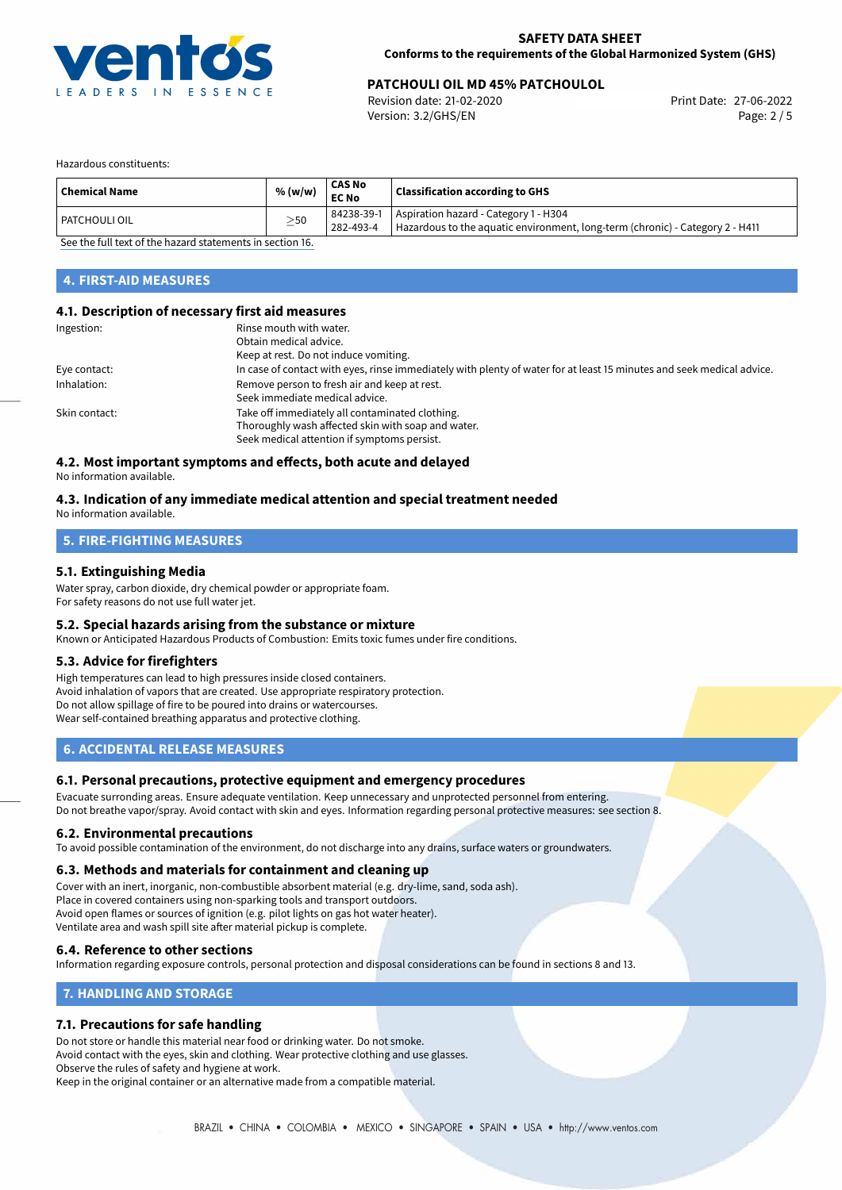Hazardous constituents:

| Chemical Name | % (w/w) | CAS No<br>EC No | Classification according to GHS |
|---|---|---|---|
| PATCHOULI OIL | $\geq$50 | 84238-39-1<br>282-493-4 | Aspiration hazard - Category 1 - H304<br>Hazardous to the aquatic environment, long-term (chronic) - Category 2 - H411 |

See the full text of the hazard statements in section 16.

## 4. FIRST-AID MEASURES

### 4.1. Description of necessary first aid measures

Ingestion: Rinse mouth with water.
Obtain medical advice.
Keep at rest. Do not induce vomiting.

Eye contact: In case of contact with eyes, rinse immediately with plenty of water for at least 15 minutes and seek medical advice.

Inhalation: Remove person to fresh air and keep at rest.
Seek immediate medical advice.

Skin contact: Take off immediately all contaminated clothing.
Thoroughly wash affected skin with soap and water.
Seek medical attention if symptoms persist.

### 4.2. Most important symptoms and effects, both acute and delayed

No information available.

### 4.3. Indication of any immediate medical attention and special treatment needed

No information available.

## 5. FIRE-FIGHTING MEASURES

### 5.1. Extinguishing Media

Water spray, carbon dioxide, dry chemical powder or appropriate foam.
For safety reasons do not use full water jet.

### 5.2. Special hazards arising from the substance or mixture

Known or Anticipated Hazardous Products of Combustion: Emits toxic fumes under fire conditions.

### 5.3. Advice for firefighters

High temperatures can lead to high pressures inside closed containers.
Avoid inhalation of vapors that are created. Use appropriate respiratory protection.
Do not allow spillage of fire to be poured into drains or watercourses.
Wear self-contained breathing apparatus and protective clothing.

## 6. ACCIDENTAL RELEASE MEASURES

### 6.1. Personal precautions, protective equipment and emergency procedures

Evacuate surronding areas. Ensure adequate ventilation. Keep unnecessary and unprotected personnel from entering.
Do not breathe vapor/spray. Avoid contact with skin and eyes. Information regarding personal protective measures: see section 8.

### 6.2. Environmental precautions

To avoid possible contamination of the environment, do not discharge into any drains, surface waters or groundwaters.

### 6.3. Methods and materials for containment and cleaning up

Cover with an inert, inorganic, non-combustible absorbent material (e.g. dry-lime, sand, soda ash).
Place in covered containers using non-sparking tools and transport outdoors.
Avoid open flames or sources of ignition (e.g. pilot lights on gas hot water heater).
Ventilate area and wash spill site after material pickup is complete.

### 6.4. Reference to other sections

Information regarding exposure controls, personal protection and disposal considerations can be found in sections 8 and 13.

## 7. HANDLING AND STORAGE

### 7.1. Precautions for safe handling

Do not store or handle this material near food or drinking water. Do not smoke.
Avoid contact with the eyes, skin and clothing. Wear protective clothing and use glasses.
Observe the rules of safety and hygiene at work.
Keep in the original container or an alternative made from a compatible material.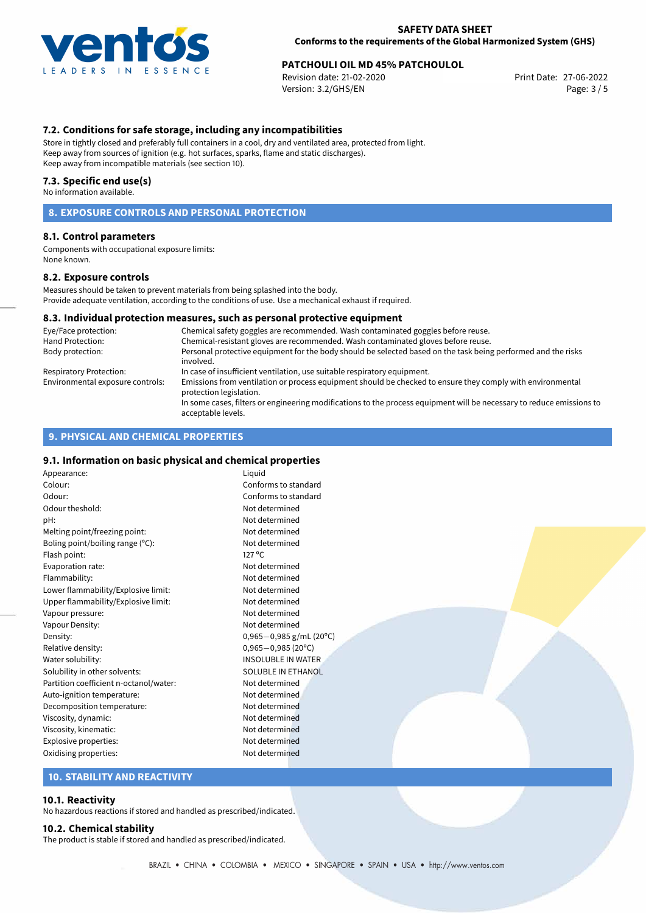### 7.2. Conditions for safe storage, including any incompatibilities

Store in tightly closed and preferably full containers in a cool, dry and ventilated area, protected from light.
Keep away from sources of ignition (e.g. hot surfaces, sparks, flame and static discharges).
Keep away from incompatible materials (see section 10).

### 7.3. Specific end use(s)

No information available.

## 8. EXPOSURE CONTROLS AND PERSONAL PROTECTION

### 8.1. Control parameters

Components with occupational exposure limits:
None known.

### 8.2. Exposure controls

Measures should be taken to prevent materials from being splashed into the body.
Provide adequate ventilation, according to the conditions of use. Use a mechanical exhaust if required.

### 8.3. Individual protection measures, such as personal protective equipment

| | |
|---|---|
| Eye/Face protection: | Chemical safety goggles are recommended. Wash contaminated goggles before reuse. |
| Hand Protection: | Chemical-resistant gloves are recommended. Wash contaminated gloves before reuse. |
| Body protection: | Personal protective equipment for the body should be selected based on the task being performed and the risks involved. |
| Respiratory Protection: | In case of insufficient ventilation, use suitable respiratory equipment. |
| Environmental exposure controls: | Emissions from ventilation or process equipment should be checked to ensure they comply with environmental protection legislation. In some cases, filters or engineering modifications to the process equipment will be necessary to reduce emissions to acceptable levels. |

## 9. PHYSICAL AND CHEMICAL PROPERTIES

### 9.1. Information on basic physical and chemical properties

| | |
|---|---|
| Appearance: | Liquid |
| Colour: | Conforms to standard |
| Odour: | Conforms to standard |
| Odour theshold: | Not determined |
| pH: | Not determined |
| Melting point/freezing point: | Not determined |
| Boling point/boiling range (°C): | Not determined |
| Flash point: | 127 °C |
| Evaporation rate: | Not determined |
| Flammability: | Not determined |
| Lower flammability/Explosive limit: | Not determined |
| Upper flammability/Explosive limit: | Not determined |
| Vapour pressure: | Not determined |
| Vapour Density: | Not determined |
| Density: | 0,965−0,985 g/mL (20°C) |
| Relative density: | 0,965−0,985 (20°C) |
| Water solubility: | INSOLUBLE IN WATER |
| Solubility in other solvents: | SOLUBLE IN ETHANOL |
| Partition coefficient n-octanol/water: | Not determined |
| Auto-ignition temperature: | Not determined |
| Decomposition temperature: | Not determined |
| Viscosity, dynamic: | Not determined |
| Viscosity, kinematic: | Not determined |
| Explosive properties: | Not determined |
| Oxidising properties: | Not determined |

## 10. STABILITY AND REACTIVITY

### 10.1. Reactivity

No hazardous reactions if stored and handled as prescribed/indicated.

### 10.2. Chemical stability

The product is stable if stored and handled as prescribed/indicated.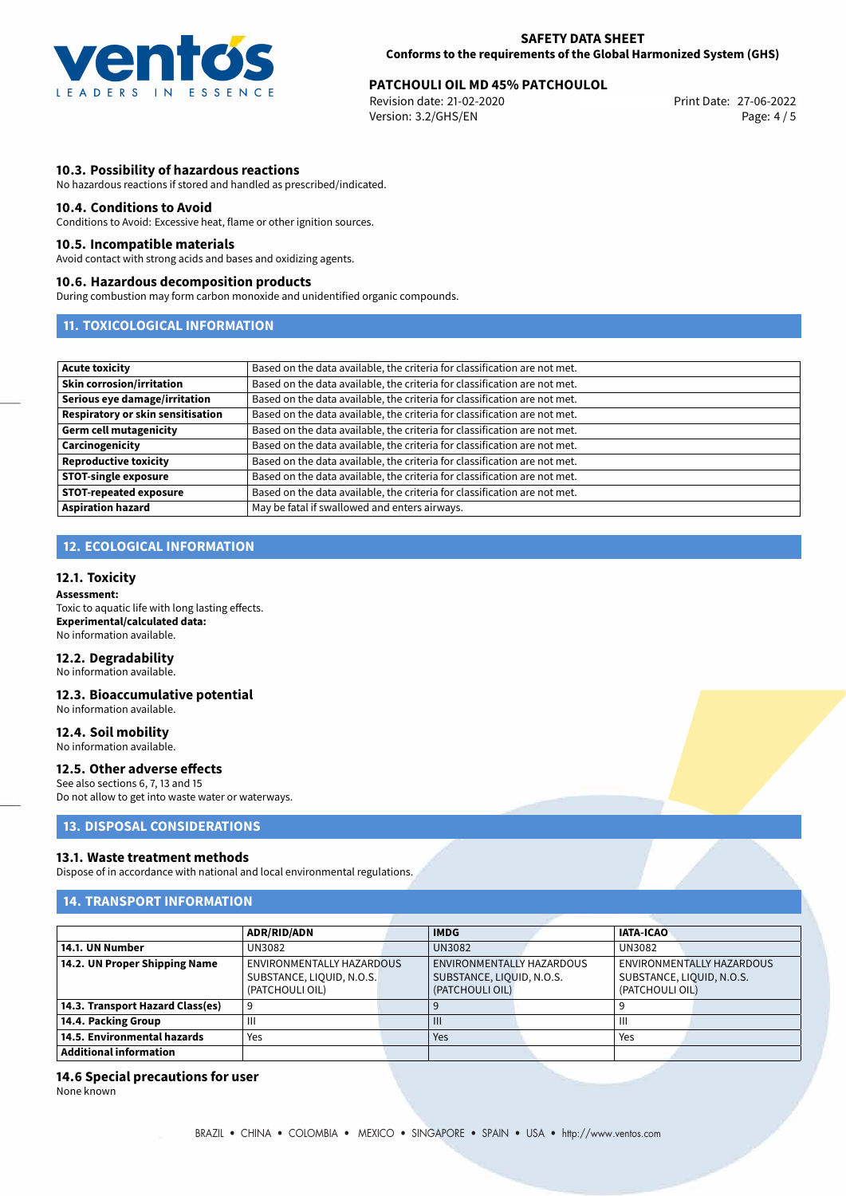### 10.3. Possibility of hazardous reactions

No hazardous reactions if stored and handled as prescribed/indicated.

### 10.4. Conditions to Avoid

Conditions to Avoid: Excessive heat, flame or other ignition sources.

### 10.5. Incompatible materials

Avoid contact with strong acids and bases and oxidizing agents.

### 10.6. Hazardous decomposition products

During combustion may form carbon monoxide and unidentified organic compounds.

## 11. TOXICOLOGICAL INFORMATION

| | |
|---|---|
| **Acute toxicity** | Based on the data available, the criteria for classification are not met. |
| **Skin corrosion/irritation** | Based on the data available, the criteria for classification are not met. |
| **Serious eye damage/irritation** | Based on the data available, the criteria for classification are not met. |
| **Respiratory or skin sensitisation** | Based on the data available, the criteria for classification are not met. |
| **Germ cell mutagenicity** | Based on the data available, the criteria for classification are not met. |
| **Carcinogenicity** | Based on the data available, the criteria for classification are not met. |
| **Reproductive toxicity** | Based on the data available, the criteria for classification are not met. |
| **STOT-single exposure** | Based on the data available, the criteria for classification are not met. |
| **STOT-repeated exposure** | Based on the data available, the criteria for classification are not met. |
| **Aspiration hazard** | May be fatal if swallowed and enters airways. |

## 12. ECOLOGICAL INFORMATION

### 12.1. Toxicity

**Assessment:**
Toxic to aquatic life with long lasting effects.
**Experimental/calculated data:**
No information available.

### 12.2. Degradability

No information available.

### 12.3. Bioaccumulative potential

No information available.

### 12.4. Soil mobility

No information available.

### 12.5. Other adverse effects

See also sections 6, 7, 13 and 15
Do not allow to get into waste water or waterways.

## 13. DISPOSAL CONSIDERATIONS

### 13.1. Waste treatment methods

Dispose of in accordance with national and local environmental regulations.

## 14. TRANSPORT INFORMATION

| | ADR/RID/ADN | IMDG | IATA-ICAO |
|---|---|---|---|
| **14.1. UN Number** | UN3082 | UN3082 | UN3082 |
| **14.2. UN Proper Shipping Name** | ENVIRONMENTALLY HAZARDOUS SUBSTANCE, LIQUID, N.O.S. (PATCHOULI OIL) | ENVIRONMENTALLY HAZARDOUS SUBSTANCE, LIQUID, N.O.S. (PATCHOULI OIL) | ENVIRONMENTALLY HAZARDOUS SUBSTANCE, LIQUID, N.O.S. (PATCHOULI OIL) |
| **14.3. Transport Hazard Class(es)** | 9 | 9 | 9 |
| **14.4. Packing Group** | III | III | III |
| **14.5. Environmental hazards** | Yes | Yes | Yes |
| **Additional information** | | | |

### 14.6 Special precautions for user

None known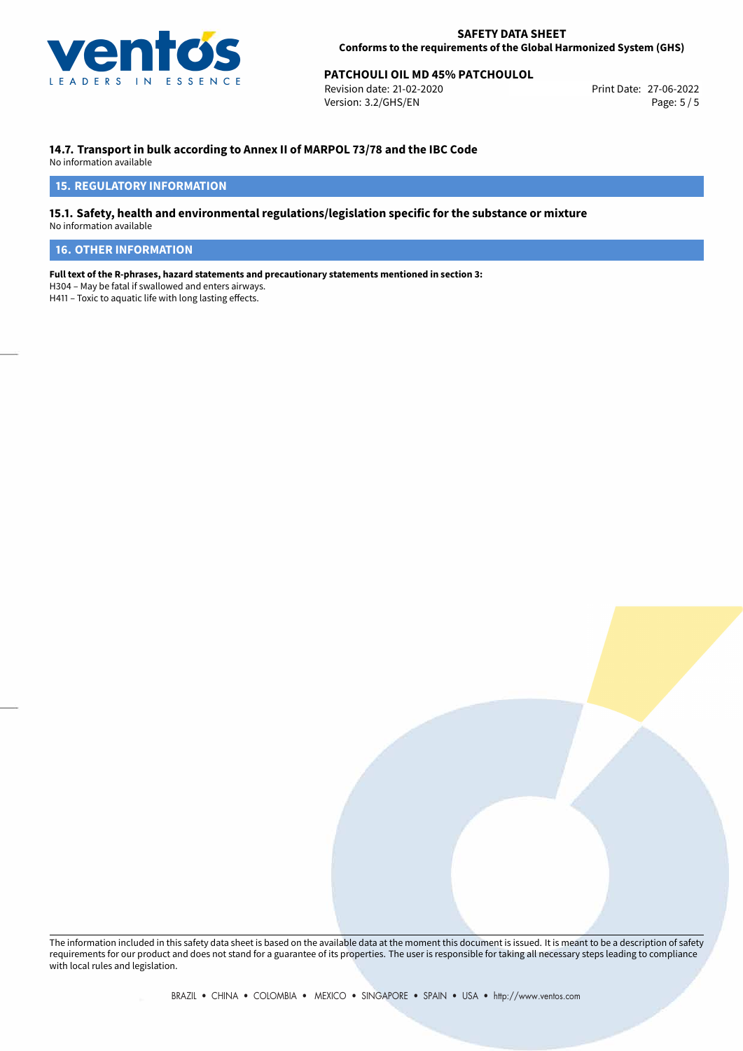### 14.7. Transport in bulk according to Annex II of MARPOL 73/78 and the IBC Code

No information available

## 15. REGULATORY INFORMATION

### 15.1. Safety, health and environmental regulations/legislation specific for the substance or mixture

No information available

## 16. OTHER INFORMATION

**Full text of the R-phrases, hazard statements and precautionary statements mentioned in section 3:**

H304 – May be fatal if swallowed and enters airways.
H411 – Toxic to aquatic life with long lasting effects.

The information included in this safety data sheet is based on the available data at the moment this document is issued. It is meant to be a description of safety requirements for our product and does not stand for a guarantee of its properties. The user is responsible for taking all necessary steps leading to compliance with local rules and legislation.

BRAZIL • CHINA • COLOMBIA • MEXICO • SINGAPORE • SPAIN • USA • http://www.ventos.com